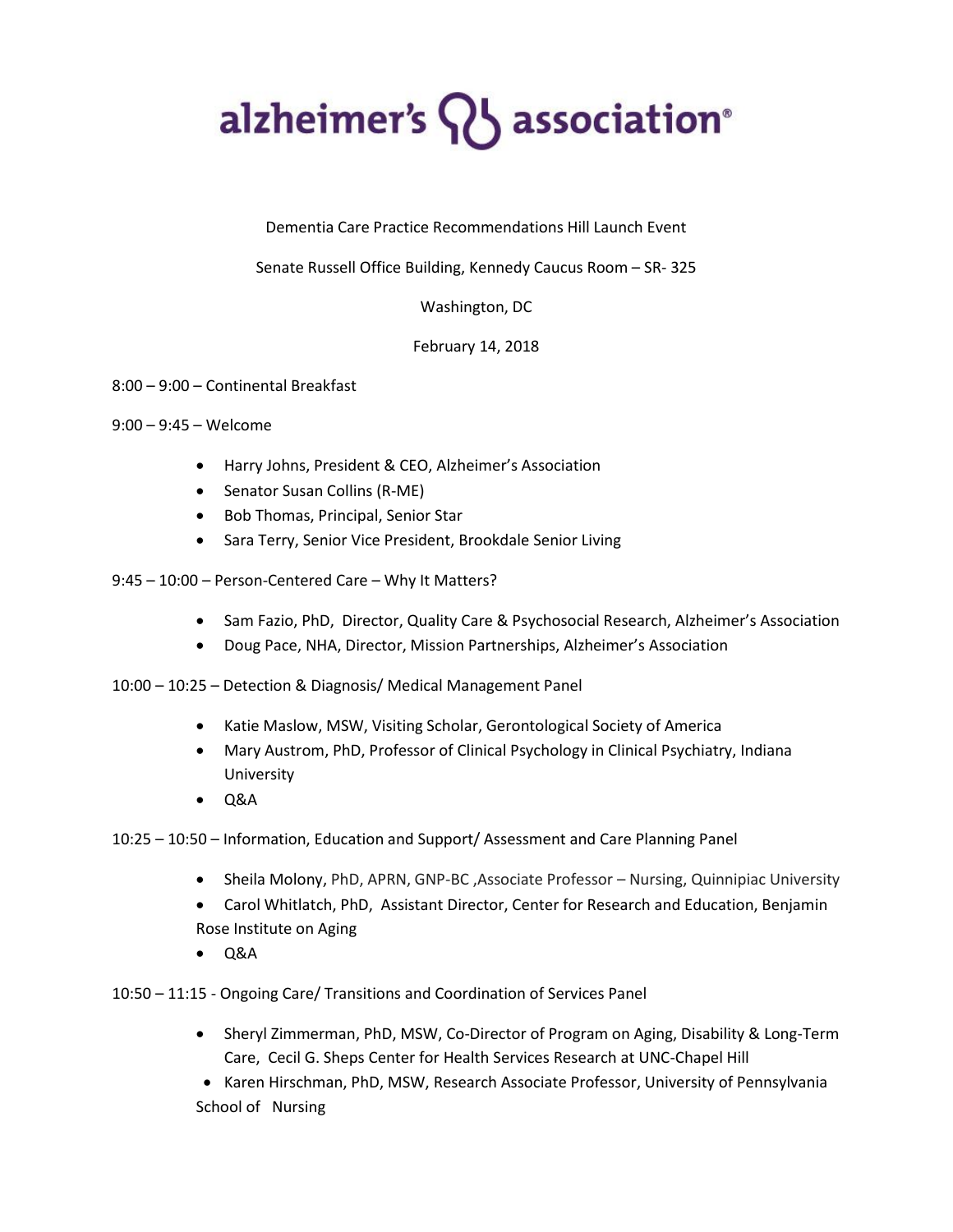alzheimer's association®

Dementia Care Practice Recommendations Hill Launch Event

Senate Russell Office Building, Kennedy Caucus Room – SR- 325

Washington, DC

February 14, 2018

8:00 – 9:00 – Continental Breakfast

9:00 – 9:45 – Welcome

- Harry Johns, President & CEO, Alzheimer's Association
- Senator Susan Collins (R-ME)
- Bob Thomas, Principal, Senior Star
- Sara Terry, Senior Vice President, Brookdale Senior Living

9:45 – 10:00 – Person-Centered Care – Why It Matters?

- Sam Fazio, PhD, Director, Quality Care & Psychosocial Research, Alzheimer's Association
- Doug Pace, NHA, Director, Mission Partnerships, Alzheimer's Association

10:00 – 10:25 – Detection & Diagnosis/ Medical Management Panel

- Katie Maslow, MSW, Visiting Scholar, Gerontological Society of America
- Mary Austrom, PhD, Professor of Clinical Psychology in Clinical Psychiatry, Indiana University
- Q&A

10:25 – 10:50 – Information, Education and Support/ Assessment and Care Planning Panel

- Sheila Molony, PhD, APRN, GNP-BC ,Associate Professor – Nursing, Quinnipiac University
- Carol Whitlatch, PhD, Assistant Director, Center for Research and Education, Benjamin Rose Institute on Aging
- Q&A

10:50 – 11:15 - Ongoing Care/ Transitions and Coordination of Services Panel

- Sheryl Zimmerman, PhD, MSW, Co-Director of Program on Aging, Disability & Long-Term Care, Cecil G. Sheps Center for Health Services Research at UNC-Chapel Hill
- Karen Hirschman, PhD, MSW, Research Associate Professor, University of Pennsylvania School of Nursing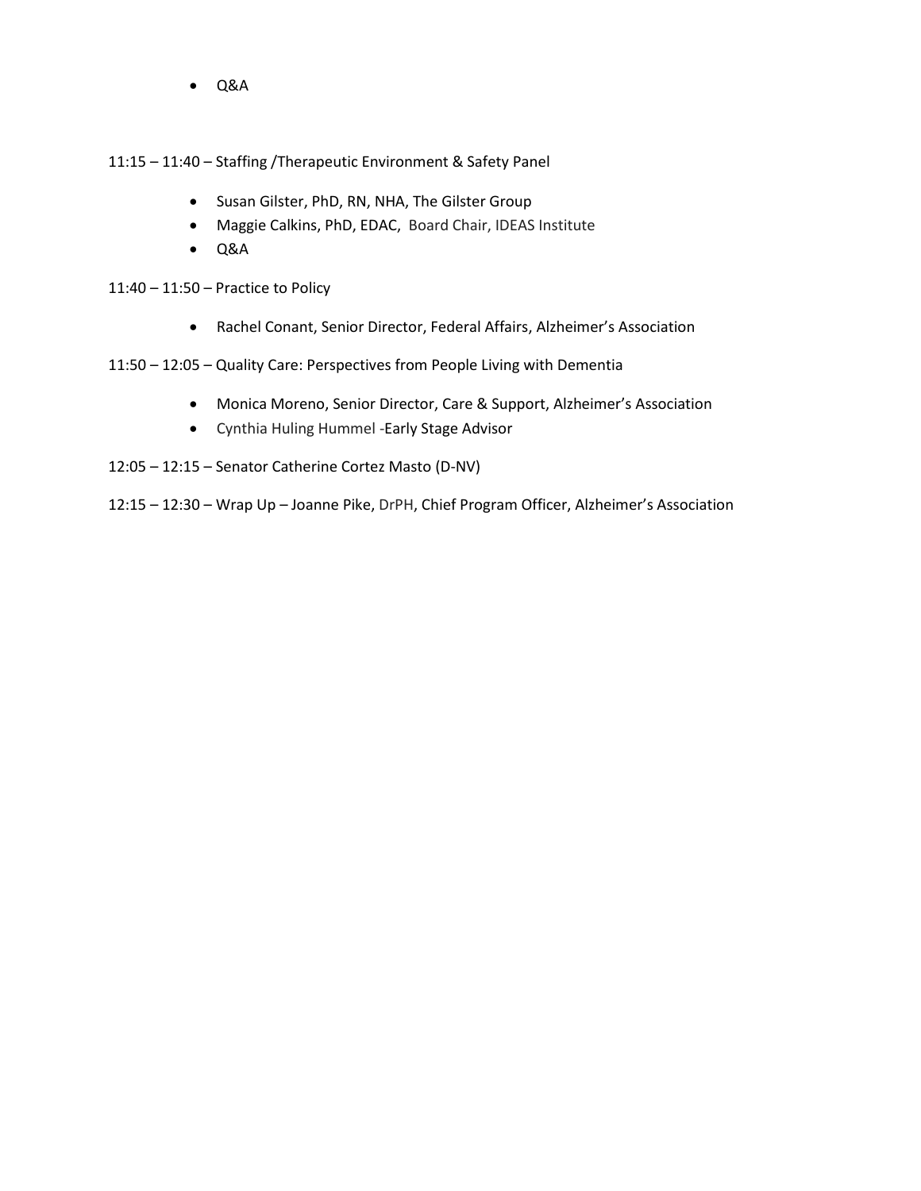- Q&A

11:15 – 11:40 – Staffing /Therapeutic Environment & Safety Panel

- Susan Gilster, PhD, RN, NHA, The Gilster Group
- Maggie Calkins, PhD, EDAC, Board Chair, IDEAS Institute
- Q&A

11:40 – 11:50 – Practice to Policy

- Rachel Conant, Senior Director, Federal Affairs, Alzheimer's Association

11:50 – 12:05 – Quality Care: Perspectives from People Living with Dementia

- Monica Moreno, Senior Director, Care & Support, Alzheimer's Association
- Cynthia Huling Hummel -Early Stage Advisor

12:05 – 12:15 – Senator Catherine Cortez Masto (D-NV)

12:15 – 12:30 – Wrap Up – Joanne Pike, DrPH, Chief Program Officer, Alzheimer's Association